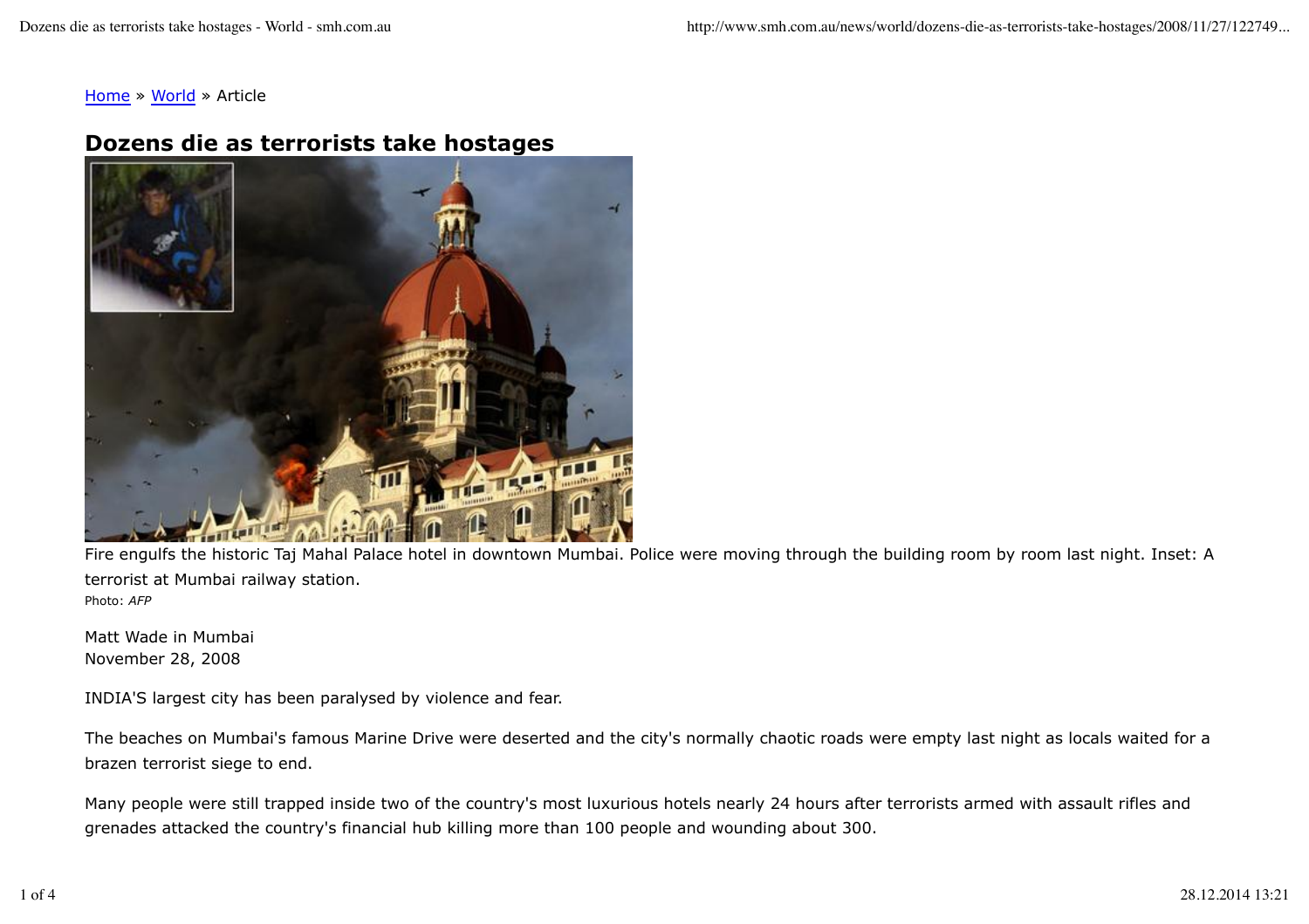[Home](#) » [World](#) » Article

# Dozens die as terrorists take hostages

Fire engulfs the historic Taj Mahal Palace hotel in downtown Mumbai. Police were moving through the building room by room last night. Inset: A terrorist at Mumbai railway station.
Photo: *AFP*

Matt Wade in Mumbai
November 28, 2008

INDIA'S largest city has been paralysed by violence and fear.

The beaches on Mumbai's famous Marine Drive were deserted and the city's normally chaotic roads were empty last night as locals waited for a brazen terrorist siege to end.

Many people were still trapped inside two of the country's most luxurious hotels nearly 24 hours after terrorists armed with assault rifles and grenades attacked the country's financial hub killing more than 100 people and wounding about 300.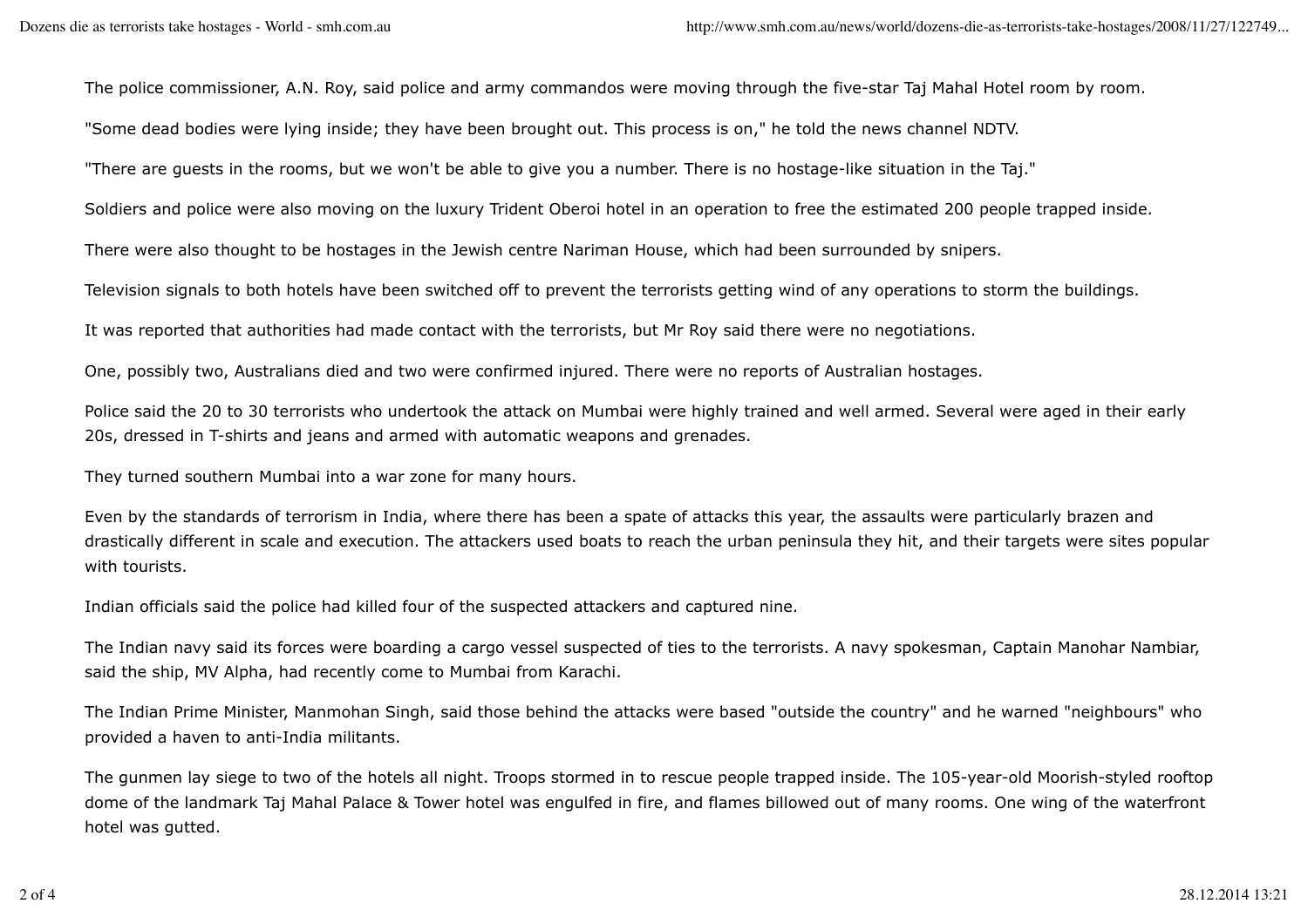The police commissioner, A.N. Roy, said police and army commandos were moving through the five-star Taj Mahal Hotel room by room.

"Some dead bodies were lying inside; they have been brought out. This process is on," he told the news channel NDTV.

"There are guests in the rooms, but we won't be able to give you a number. There is no hostage-like situation in the Taj."

Soldiers and police were also moving on the luxury Trident Oberoi hotel in an operation to free the estimated 200 people trapped inside.

There were also thought to be hostages in the Jewish centre Nariman House, which had been surrounded by snipers.

Television signals to both hotels have been switched off to prevent the terrorists getting wind of any operations to storm the buildings.

It was reported that authorities had made contact with the terrorists, but Mr Roy said there were no negotiations.

One, possibly two, Australians died and two were confirmed injured. There were no reports of Australian hostages.

Police said the 20 to 30 terrorists who undertook the attack on Mumbai were highly trained and well armed. Several were aged in their early 20s, dressed in T-shirts and jeans and armed with automatic weapons and grenades.

They turned southern Mumbai into a war zone for many hours.

Even by the standards of terrorism in India, where there has been a spate of attacks this year, the assaults were particularly brazen and drastically different in scale and execution. The attackers used boats to reach the urban peninsula they hit, and their targets were sites popular with tourists.

Indian officials said the police had killed four of the suspected attackers and captured nine.

The Indian navy said its forces were boarding a cargo vessel suspected of ties to the terrorists. A navy spokesman, Captain Manohar Nambiar, said the ship, MV Alpha, had recently come to Mumbai from Karachi.

The Indian Prime Minister, Manmohan Singh, said those behind the attacks were based "outside the country" and he warned "neighbours" who provided a haven to anti-India militants.

The gunmen lay siege to two of the hotels all night. Troops stormed in to rescue people trapped inside. The 105-year-old Moorish-styled rooftop dome of the landmark Taj Mahal Palace & Tower hotel was engulfed in fire, and flames billowed out of many rooms. One wing of the waterfront hotel was gutted.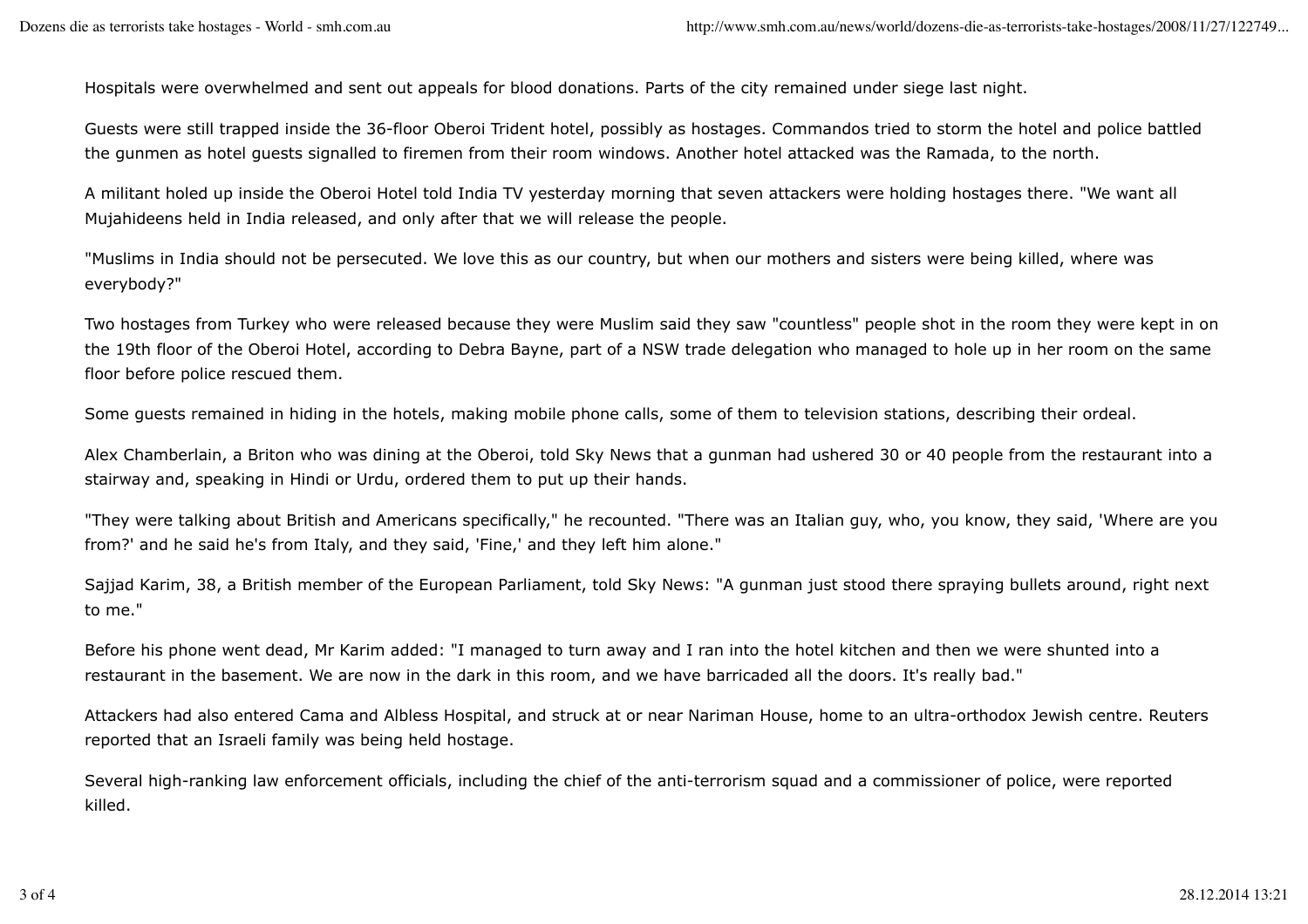Hospitals were overwhelmed and sent out appeals for blood donations. Parts of the city remained under siege last night.

Guests were still trapped inside the 36-floor Oberoi Trident hotel, possibly as hostages. Commandos tried to storm the hotel and police battled the gunmen as hotel guests signalled to firemen from their room windows. Another hotel attacked was the Ramada, to the north.

A militant holed up inside the Oberoi Hotel told India TV yesterday morning that seven attackers were holding hostages there. "We want all Mujahideens held in India released, and only after that we will release the people.

"Muslims in India should not be persecuted. We love this as our country, but when our mothers and sisters were being killed, where was everybody?"

Two hostages from Turkey who were released because they were Muslim said they saw "countless" people shot in the room they were kept in on the 19th floor of the Oberoi Hotel, according to Debra Bayne, part of a NSW trade delegation who managed to hole up in her room on the same floor before police rescued them.

Some guests remained in hiding in the hotels, making mobile phone calls, some of them to television stations, describing their ordeal.

Alex Chamberlain, a Briton who was dining at the Oberoi, told Sky News that a gunman had ushered 30 or 40 people from the restaurant into a stairway and, speaking in Hindi or Urdu, ordered them to put up their hands.

"They were talking about British and Americans specifically," he recounted. "There was an Italian guy, who, you know, they said, 'Where are you from?' and he said he's from Italy, and they said, 'Fine,' and they left him alone."

Sajjad Karim, 38, a British member of the European Parliament, told Sky News: "A gunman just stood there spraying bullets around, right next to me."

Before his phone went dead, Mr Karim added: "I managed to turn away and I ran into the hotel kitchen and then we were shunted into a restaurant in the basement. We are now in the dark in this room, and we have barricaded all the doors. It's really bad."

Attackers had also entered Cama and Albless Hospital, and struck at or near Nariman House, home to an ultra-orthodox Jewish centre. Reuters reported that an Israeli family was being held hostage.

Several high-ranking law enforcement officials, including the chief of the anti-terrorism squad and a commissioner of police, were reported killed.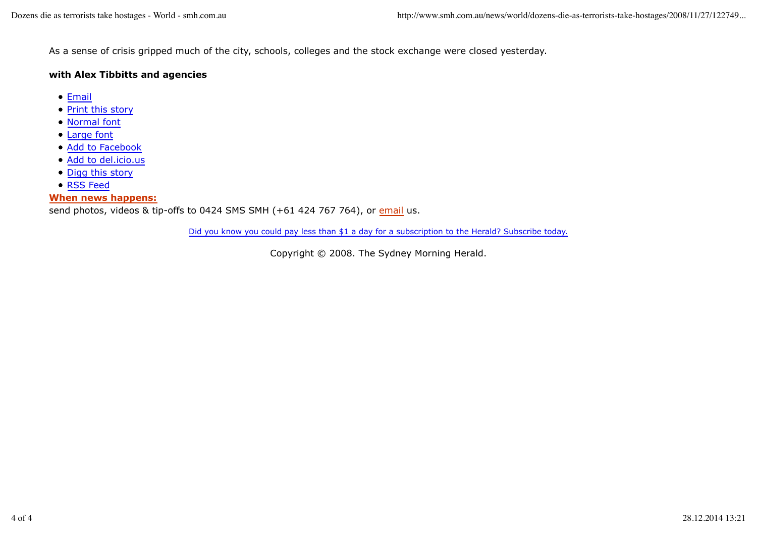As a sense of crisis gripped much of the city, schools, colleges and the stock exchange were closed yesterday.

**with Alex Tibbitts and agencies**

- Email
- Print this story
- Normal font
- Large font
- Add to Facebook
- Add to del.icio.us
- Digg this story
- RSS Feed

**When news happens:**
send photos, videos & tip-offs to 0424 SMS SMH (+61 424 767 764), or email us.

Did you know you could pay less than $1 a day for a subscription to the Herald? Subscribe today.

Copyright © 2008. The Sydney Morning Herald.